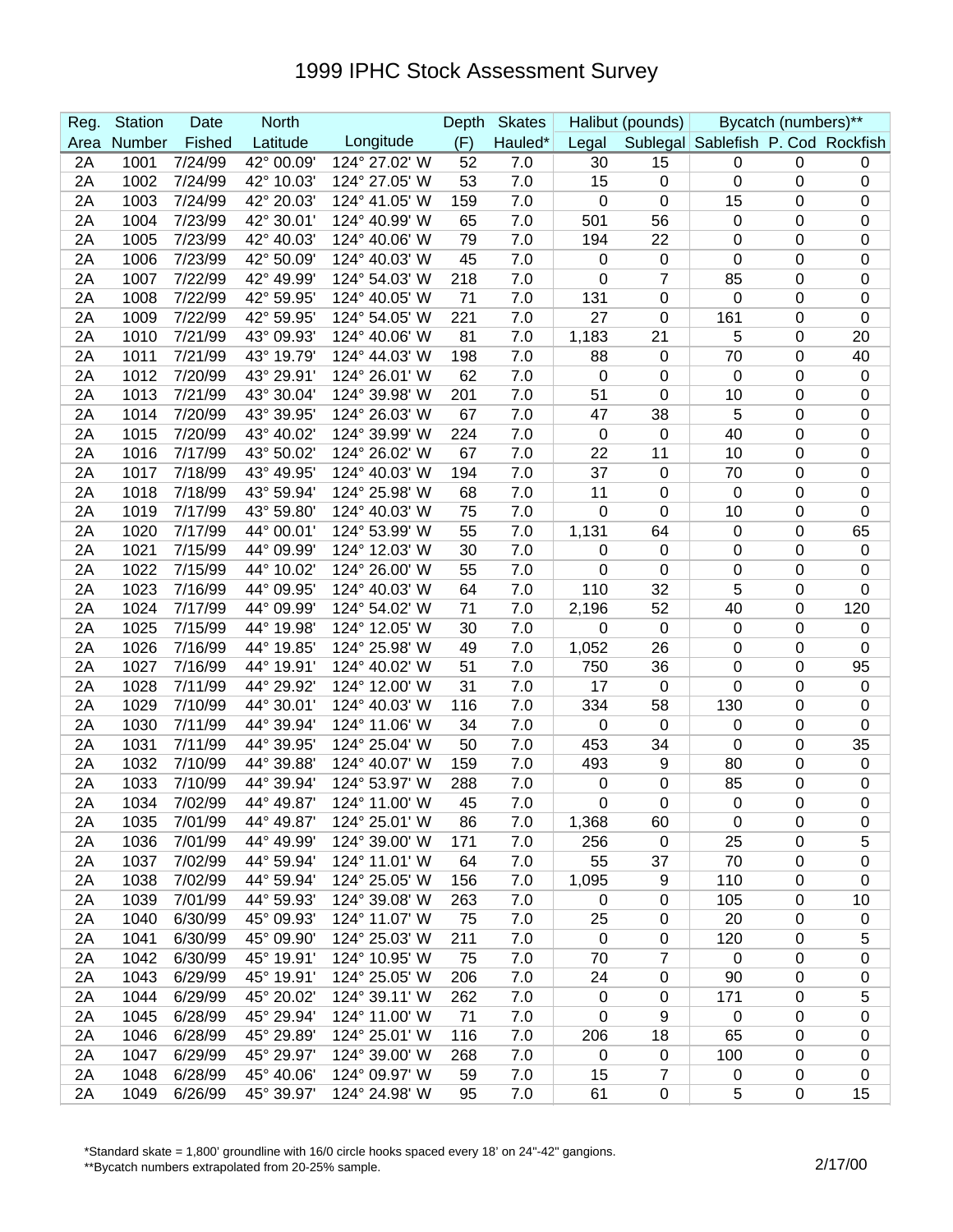# 1999 IPHC Stock Assessment Survey

| Reg. | Station | Date | North | | Depth | Skates | Halibut (pounds) | | Bycatch (numbers)** | | |
|---|---|---|---|---|---|---|---|---|---|---|---|
| Area | Number | Fished | Latitude | Longitude | (F) | Hauled* | Legal | Sublegal | Sablefish | P. Cod | Rockfish |
| 2A | 1001 | 7/24/99 | 42° 00.09' | 124° 27.02' W | 52 | 7.0 | 30 | 15 | 0 | 0 | 0 |
| 2A | 1002 | 7/24/99 | 42° 10.03' | 124° 27.05' W | 53 | 7.0 | 15 | 0 | 0 | 0 | 0 |
| 2A | 1003 | 7/24/99 | 42° 20.03' | 124° 41.05' W | 159 | 7.0 | 0 | 0 | 15 | 0 | 0 |
| 2A | 1004 | 7/23/99 | 42° 30.01' | 124° 40.99' W | 65 | 7.0 | 501 | 56 | 0 | 0 | 0 |
| 2A | 1005 | 7/23/99 | 42° 40.03' | 124° 40.06' W | 79 | 7.0 | 194 | 22 | 0 | 0 | 0 |
| 2A | 1006 | 7/23/99 | 42° 50.09' | 124° 40.03' W | 45 | 7.0 | 0 | 0 | 0 | 0 | 0 |
| 2A | 1007 | 7/22/99 | 42° 49.99' | 124° 54.03' W | 218 | 7.0 | 0 | 7 | 85 | 0 | 0 |
| 2A | 1008 | 7/22/99 | 42° 59.95' | 124° 40.05' W | 71 | 7.0 | 131 | 0 | 0 | 0 | 0 |
| 2A | 1009 | 7/22/99 | 42° 59.95' | 124° 54.05' W | 221 | 7.0 | 27 | 0 | 161 | 0 | 0 |
| 2A | 1010 | 7/21/99 | 43° 09.93' | 124° 40.06' W | 81 | 7.0 | 1,183 | 21 | 5 | 0 | 20 |
| 2A | 1011 | 7/21/99 | 43° 19.79' | 124° 44.03' W | 198 | 7.0 | 88 | 0 | 70 | 0 | 40 |
| 2A | 1012 | 7/20/99 | 43° 29.91' | 124° 26.01' W | 62 | 7.0 | 0 | 0 | 0 | 0 | 0 |
| 2A | 1013 | 7/21/99 | 43° 30.04' | 124° 39.98' W | 201 | 7.0 | 51 | 0 | 10 | 0 | 0 |
| 2A | 1014 | 7/20/99 | 43° 39.95' | 124° 26.03' W | 67 | 7.0 | 47 | 38 | 5 | 0 | 0 |
| 2A | 1015 | 7/20/99 | 43° 40.02' | 124° 39.99' W | 224 | 7.0 | 0 | 0 | 40 | 0 | 0 |
| 2A | 1016 | 7/17/99 | 43° 50.02' | 124° 26.02' W | 67 | 7.0 | 22 | 11 | 10 | 0 | 0 |
| 2A | 1017 | 7/18/99 | 43° 49.95' | 124° 40.03' W | 194 | 7.0 | 37 | 0 | 70 | 0 | 0 |
| 2A | 1018 | 7/18/99 | 43° 59.94' | 124° 25.98' W | 68 | 7.0 | 11 | 0 | 0 | 0 | 0 |
| 2A | 1019 | 7/17/99 | 43° 59.80' | 124° 40.03' W | 75 | 7.0 | 0 | 0 | 10 | 0 | 0 |
| 2A | 1020 | 7/17/99 | 44° 00.01' | 124° 53.99' W | 55 | 7.0 | 1,131 | 64 | 0 | 0 | 65 |
| 2A | 1021 | 7/15/99 | 44° 09.99' | 124° 12.03' W | 30 | 7.0 | 0 | 0 | 0 | 0 | 0 |
| 2A | 1022 | 7/15/99 | 44° 10.02' | 124° 26.00' W | 55 | 7.0 | 0 | 0 | 0 | 0 | 0 |
| 2A | 1023 | 7/16/99 | 44° 09.95' | 124° 40.03' W | 64 | 7.0 | 110 | 32 | 5 | 0 | 0 |
| 2A | 1024 | 7/17/99 | 44° 09.99' | 124° 54.02' W | 71 | 7.0 | 2,196 | 52 | 40 | 0 | 120 |
| 2A | 1025 | 7/15/99 | 44° 19.98' | 124° 12.05' W | 30 | 7.0 | 0 | 0 | 0 | 0 | 0 |
| 2A | 1026 | 7/16/99 | 44° 19.85' | 124° 25.98' W | 49 | 7.0 | 1,052 | 26 | 0 | 0 | 0 |
| 2A | 1027 | 7/16/99 | 44° 19.91' | 124° 40.02' W | 51 | 7.0 | 750 | 36 | 0 | 0 | 95 |
| 2A | 1028 | 7/11/99 | 44° 29.92' | 124° 12.00' W | 31 | 7.0 | 17 | 0 | 0 | 0 | 0 |
| 2A | 1029 | 7/10/99 | 44° 30.01' | 124° 40.03' W | 116 | 7.0 | 334 | 58 | 130 | 0 | 0 |
| 2A | 1030 | 7/11/99 | 44° 39.94' | 124° 11.06' W | 34 | 7.0 | 0 | 0 | 0 | 0 | 0 |
| 2A | 1031 | 7/11/99 | 44° 39.95' | 124° 25.04' W | 50 | 7.0 | 453 | 34 | 0 | 0 | 35 |
| 2A | 1032 | 7/10/99 | 44° 39.88' | 124° 40.07' W | 159 | 7.0 | 493 | 9 | 80 | 0 | 0 |
| 2A | 1033 | 7/10/99 | 44° 39.94' | 124° 53.97' W | 288 | 7.0 | 0 | 0 | 85 | 0 | 0 |
| 2A | 1034 | 7/02/99 | 44° 49.87' | 124° 11.00' W | 45 | 7.0 | 0 | 0 | 0 | 0 | 0 |
| 2A | 1035 | 7/01/99 | 44° 49.87' | 124° 25.01' W | 86 | 7.0 | 1,368 | 60 | 0 | 0 | 0 |
| 2A | 1036 | 7/01/99 | 44° 49.99' | 124° 39.00' W | 171 | 7.0 | 256 | 0 | 25 | 0 | 5 |
| 2A | 1037 | 7/02/99 | 44° 59.94' | 124° 11.01' W | 64 | 7.0 | 55 | 37 | 70 | 0 | 0 |
| 2A | 1038 | 7/02/99 | 44° 59.94' | 124° 25.05' W | 156 | 7.0 | 1,095 | 9 | 110 | 0 | 0 |
| 2A | 1039 | 7/01/99 | 44° 59.93' | 124° 39.08' W | 263 | 7.0 | 0 | 0 | 105 | 0 | 10 |
| 2A | 1040 | 6/30/99 | 45° 09.93' | 124° 11.07' W | 75 | 7.0 | 25 | 0 | 20 | 0 | 0 |
| 2A | 1041 | 6/30/99 | 45° 09.90' | 124° 25.03' W | 211 | 7.0 | 0 | 0 | 120 | 0 | 5 |
| 2A | 1042 | 6/30/99 | 45° 19.91' | 124° 10.95' W | 75 | 7.0 | 70 | 7 | 0 | 0 | 0 |
| 2A | 1043 | 6/29/99 | 45° 19.91' | 124° 25.05' W | 206 | 7.0 | 24 | 0 | 90 | 0 | 0 |
| 2A | 1044 | 6/29/99 | 45° 20.02' | 124° 39.11' W | 262 | 7.0 | 0 | 0 | 171 | 0 | 5 |
| 2A | 1045 | 6/28/99 | 45° 29.94' | 124° 11.00' W | 71 | 7.0 | 0 | 9 | 0 | 0 | 0 |
| 2A | 1046 | 6/28/99 | 45° 29.89' | 124° 25.01' W | 116 | 7.0 | 206 | 18 | 65 | 0 | 0 |
| 2A | 1047 | 6/29/99 | 45° 29.97' | 124° 39.00' W | 268 | 7.0 | 0 | 0 | 100 | 0 | 0 |
| 2A | 1048 | 6/28/99 | 45° 40.06' | 124° 09.97' W | 59 | 7.0 | 15 | 7 | 0 | 0 | 0 |
| 2A | 1049 | 6/26/99 | 45° 39.97' | 124° 24.98' W | 95 | 7.0 | 61 | 0 | 5 | 0 | 15 |

*Standard skate = 1,800' groundline with 16/0 circle hooks spaced every 18' on 24"-42" gangions.
**Bycatch numbers extrapolated from 20-25% sample.

2/17/00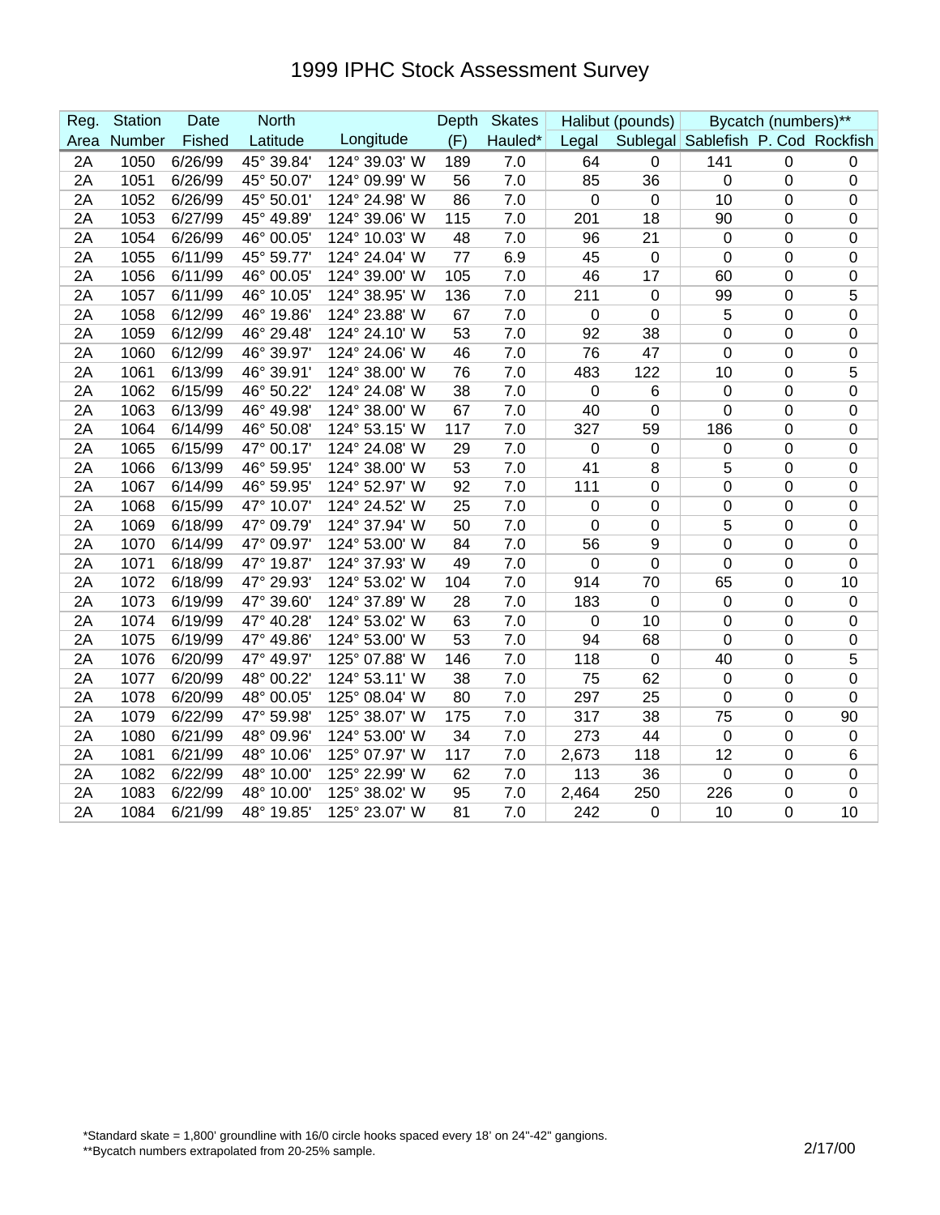# 1999 IPHC Stock Assessment Survey

| Reg. | Station | Date | North | | Depth | Skates | Halibut (pounds) | | Bycatch (numbers)** | | |
|---|---|---|---|---|---|---|---|---|---|---|---|
| Area | Number | Fished | Latitude | Longitude | (F) | Hauled* | Legal | Sublegal | Sablefish | P. Cod | Rockfish |
| 2A | 1050 | 6/26/99 | 45° 39.84' | 124° 39.03' W | 189 | 7.0 | 64 | 0 | 141 | 0 | 0 |
| 2A | 1051 | 6/26/99 | 45° 50.07' | 124° 09.99' W | 56 | 7.0 | 85 | 36 | 0 | 0 | 0 |
| 2A | 1052 | 6/26/99 | 45° 50.01' | 124° 24.98' W | 86 | 7.0 | 0 | 0 | 10 | 0 | 0 |
| 2A | 1053 | 6/27/99 | 45° 49.89' | 124° 39.06' W | 115 | 7.0 | 201 | 18 | 90 | 0 | 0 |
| 2A | 1054 | 6/26/99 | 46° 00.05' | 124° 10.03' W | 48 | 7.0 | 96 | 21 | 0 | 0 | 0 |
| 2A | 1055 | 6/11/99 | 45° 59.77' | 124° 24.04' W | 77 | 6.9 | 45 | 0 | 0 | 0 | 0 |
| 2A | 1056 | 6/11/99 | 46° 00.05' | 124° 39.00' W | 105 | 7.0 | 46 | 17 | 60 | 0 | 0 |
| 2A | 1057 | 6/11/99 | 46° 10.05' | 124° 38.95' W | 136 | 7.0 | 211 | 0 | 99 | 0 | 5 |
| 2A | 1058 | 6/12/99 | 46° 19.86' | 124° 23.88' W | 67 | 7.0 | 0 | 0 | 5 | 0 | 0 |
| 2A | 1059 | 6/12/99 | 46° 29.48' | 124° 24.10' W | 53 | 7.0 | 92 | 38 | 0 | 0 | 0 |
| 2A | 1060 | 6/12/99 | 46° 39.97' | 124° 24.06' W | 46 | 7.0 | 76 | 47 | 0 | 0 | 0 |
| 2A | 1061 | 6/13/99 | 46° 39.91' | 124° 38.00' W | 76 | 7.0 | 483 | 122 | 10 | 0 | 5 |
| 2A | 1062 | 6/15/99 | 46° 50.22' | 124° 24.08' W | 38 | 7.0 | 0 | 6 | 0 | 0 | 0 |
| 2A | 1063 | 6/13/99 | 46° 49.98' | 124° 38.00' W | 67 | 7.0 | 40 | 0 | 0 | 0 | 0 |
| 2A | 1064 | 6/14/99 | 46° 50.08' | 124° 53.15' W | 117 | 7.0 | 327 | 59 | 186 | 0 | 0 |
| 2A | 1065 | 6/15/99 | 47° 00.17' | 124° 24.08' W | 29 | 7.0 | 0 | 0 | 0 | 0 | 0 |
| 2A | 1066 | 6/13/99 | 46° 59.95' | 124° 38.00' W | 53 | 7.0 | 41 | 8 | 5 | 0 | 0 |
| 2A | 1067 | 6/14/99 | 46° 59.95' | 124° 52.97' W | 92 | 7.0 | 111 | 0 | 0 | 0 | 0 |
| 2A | 1068 | 6/15/99 | 47° 10.07' | 124° 24.52' W | 25 | 7.0 | 0 | 0 | 0 | 0 | 0 |
| 2A | 1069 | 6/18/99 | 47° 09.79' | 124° 37.94' W | 50 | 7.0 | 0 | 0 | 5 | 0 | 0 |
| 2A | 1070 | 6/14/99 | 47° 09.97' | 124° 53.00' W | 84 | 7.0 | 56 | 9 | 0 | 0 | 0 |
| 2A | 1071 | 6/18/99 | 47° 19.87' | 124° 37.93' W | 49 | 7.0 | 0 | 0 | 0 | 0 | 0 |
| 2A | 1072 | 6/18/99 | 47° 29.93' | 124° 53.02' W | 104 | 7.0 | 914 | 70 | 65 | 0 | 10 |
| 2A | 1073 | 6/19/99 | 47° 39.60' | 124° 37.89' W | 28 | 7.0 | 183 | 0 | 0 | 0 | 0 |
| 2A | 1074 | 6/19/99 | 47° 40.28' | 124° 53.02' W | 63 | 7.0 | 0 | 10 | 0 | 0 | 0 |
| 2A | 1075 | 6/19/99 | 47° 49.86' | 124° 53.00' W | 53 | 7.0 | 94 | 68 | 0 | 0 | 0 |
| 2A | 1076 | 6/20/99 | 47° 49.97' | 125° 07.88' W | 146 | 7.0 | 118 | 0 | 40 | 0 | 5 |
| 2A | 1077 | 6/20/99 | 48° 00.22' | 124° 53.11' W | 38 | 7.0 | 75 | 62 | 0 | 0 | 0 |
| 2A | 1078 | 6/20/99 | 48° 00.05' | 125° 08.04' W | 80 | 7.0 | 297 | 25 | 0 | 0 | 0 |
| 2A | 1079 | 6/22/99 | 47° 59.98' | 125° 38.07' W | 175 | 7.0 | 317 | 38 | 75 | 0 | 90 |
| 2A | 1080 | 6/21/99 | 48° 09.96' | 124° 53.00' W | 34 | 7.0 | 273 | 44 | 0 | 0 | 0 |
| 2A | 1081 | 6/21/99 | 48° 10.06' | 125° 07.97' W | 117 | 7.0 | 2,673 | 118 | 12 | 0 | 6 |
| 2A | 1082 | 6/22/99 | 48° 10.00' | 125° 22.99' W | 62 | 7.0 | 113 | 36 | 0 | 0 | 0 |
| 2A | 1083 | 6/22/99 | 48° 10.00' | 125° 38.02' W | 95 | 7.0 | 2,464 | 250 | 226 | 0 | 0 |
| 2A | 1084 | 6/21/99 | 48° 19.85' | 125° 23.07' W | 81 | 7.0 | 242 | 0 | 10 | 0 | 10 |

*Standard skate = 1,800' groundline with 16/0 circle hooks spaced every 18' on 24"-42" gangions.
**Bycatch numbers extrapolated from 20-25% sample.

2/17/00